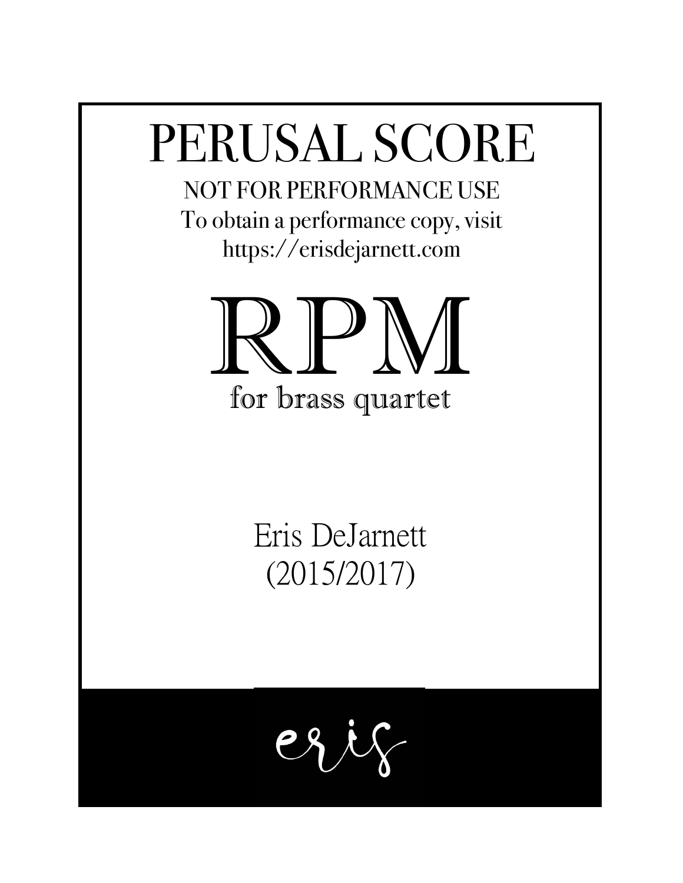# PERUSAL SCORE

NOT FOR PERFORMANCE USE

To obtain a performance copy, visit

https://erisdejarnett.com

# RPM

## for brass quartet

Eris DeJarnett

(2015/2017)

eris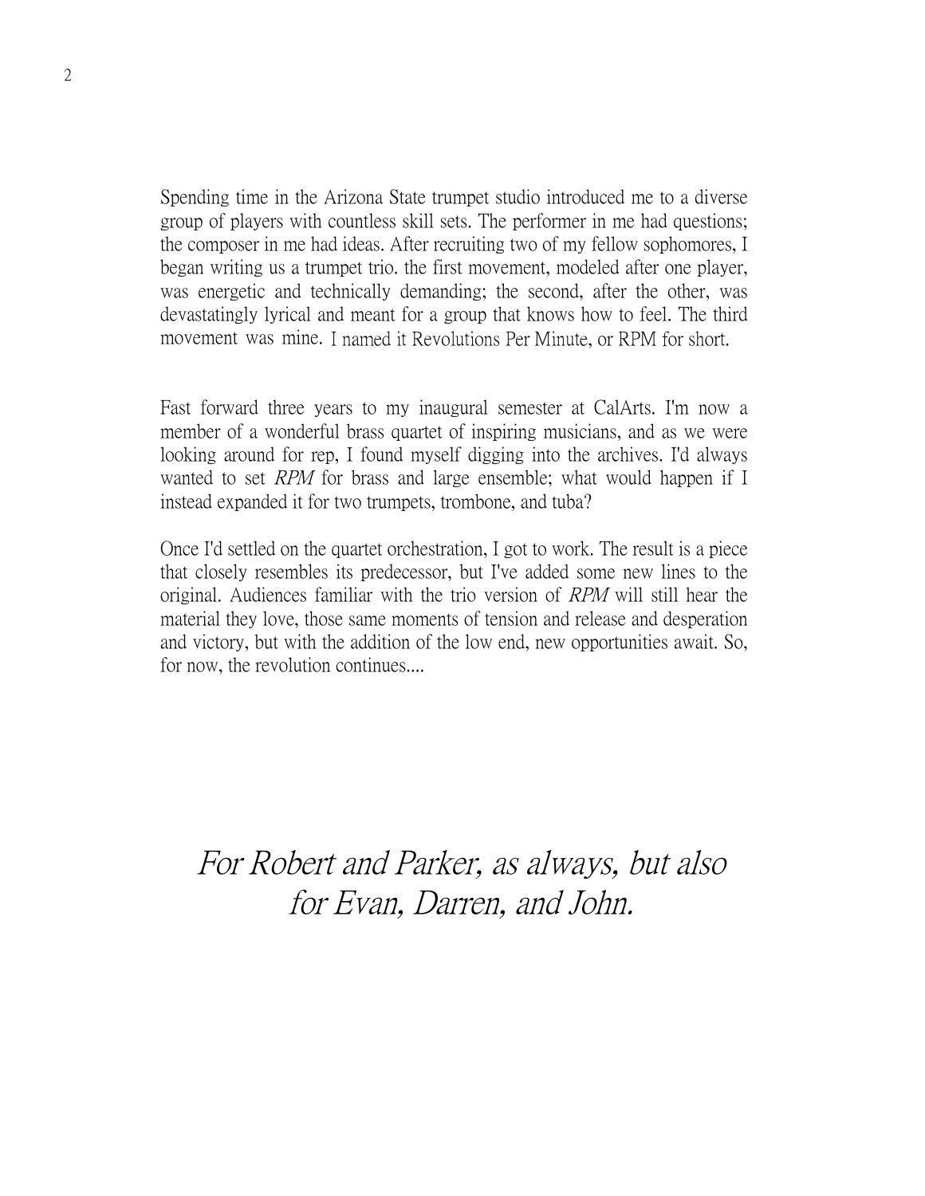Spending time in the Arizona State trumpet studio introduced me to a diverse group of players with countless skill sets. The performer in me had questions; the composer in me had ideas. After recruiting two of my fellow sophomores, I began writing us a trumpet trio. the first movement, modeled after one player, was energetic and technically demanding; the second, after the other, was devastatingly lyrical and meant for a group that knows how to feel. The third movement was mine. I named it Revolutions Per Minute, or RPM for short.

Fast forward three years to my inaugural semester at CalArts. I'm now a member of a wonderful brass quartet of inspiring musicians, and as we were looking around for rep, I found myself digging into the archives. I'd always wanted to set *RPM* for brass and large ensemble; what would happen if I instead expanded it for two trumpets, trombone, and tuba?

Once I'd settled on the quartet orchestration, I got to work. The result is a piece that closely resembles its predecessor, but I've added some new lines to the original. Audiences familiar with the trio version of *RPM* will still hear the material they love, those same moments of tension and release and desperation and victory, but with the addition of the low end, new opportunities await. So, for now, the revolution continues....

*For Robert and Parker, as always, but also for Evan, Darren, and John.*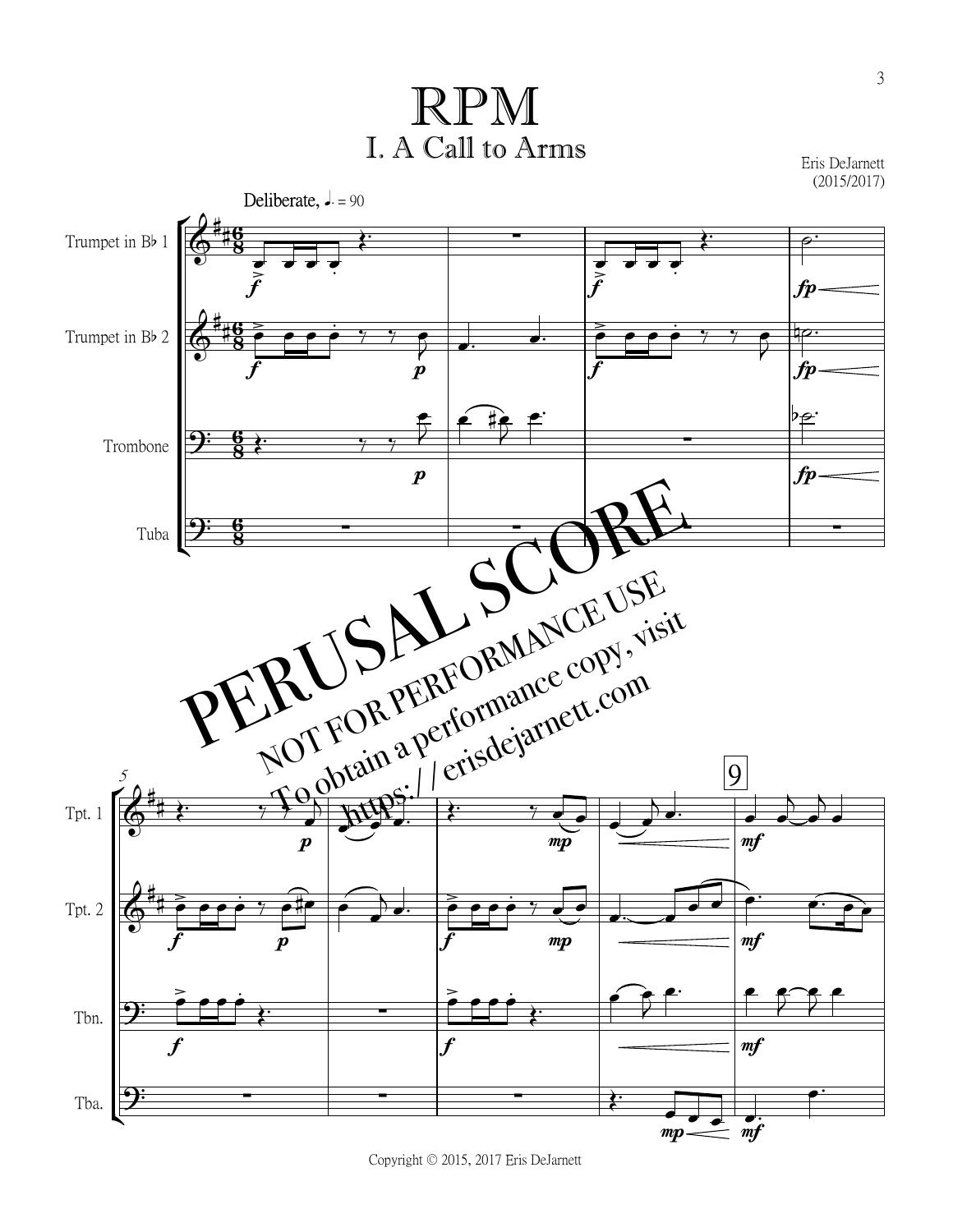# RPM

## I. A Call to Arms

Eris DeJarnett
(2015/2017)

Deliberate, ♩. = 90

Trumpet in B♭ 1

Trumpet in B♭ 2

Trombone

Tuba

PERUSAL SCORE
NOT FOR PERFORMANCE USE
To obtain a performance copy, visit
https://erisdejarnett.com

Tpt. 1

Tpt. 2

Tbn.

Tba.

Copyright © 2015, 2017 Eris DeJarnett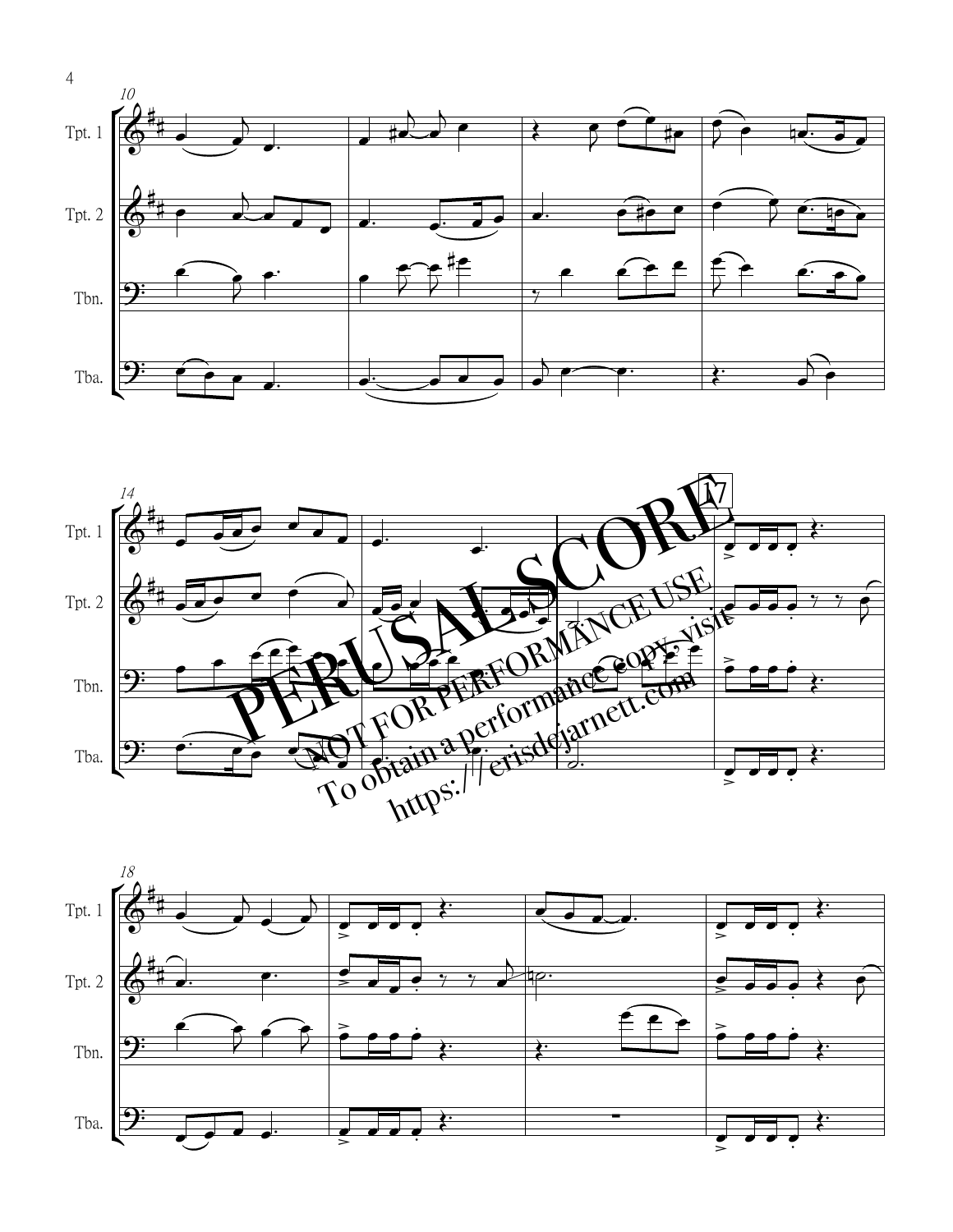PERUSAL SCORE

NOT FOR PERFORMANCE USE

To obtain a performance copy, visit https://erisdejarnett.com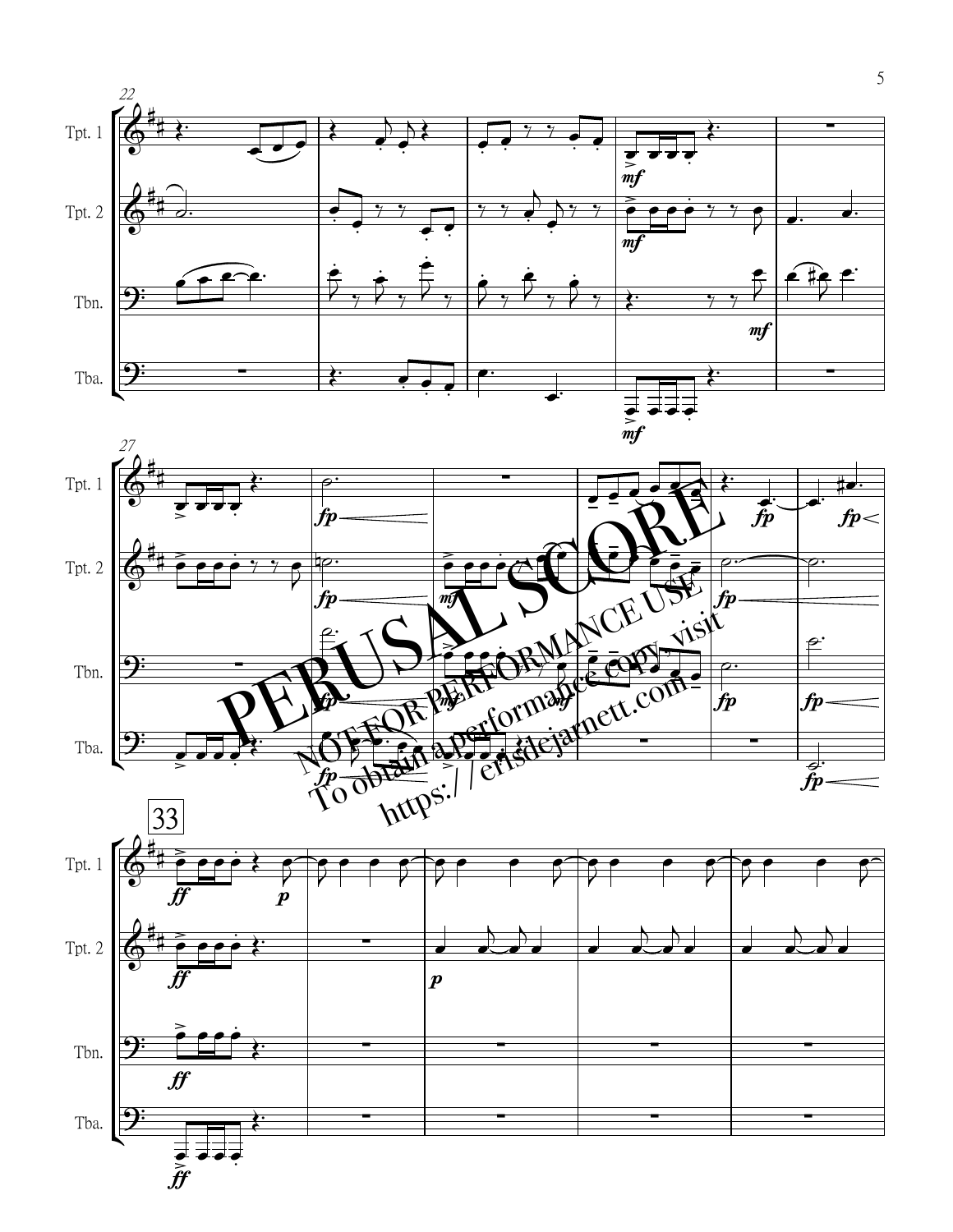PERUSAL SCORE

NOT FOR PERFORMANCE USE

To obtain a performance copy visit https://erisdejarnett.com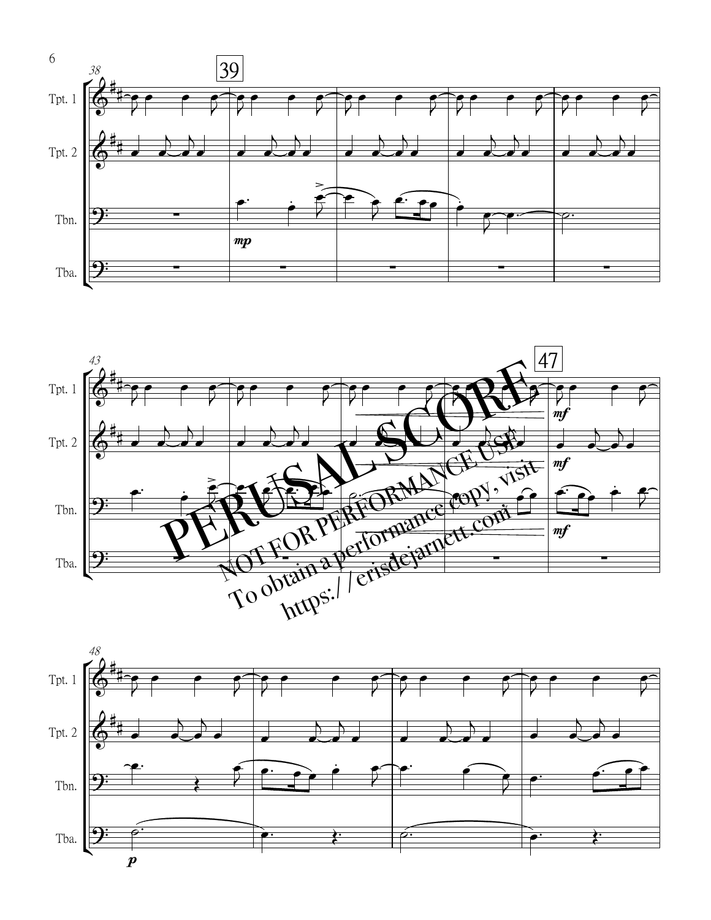PERUSAL SCORE

NOT FOR PERFORMANCE USE

To obtain a performance copy, visit

https://erisdejarnett.com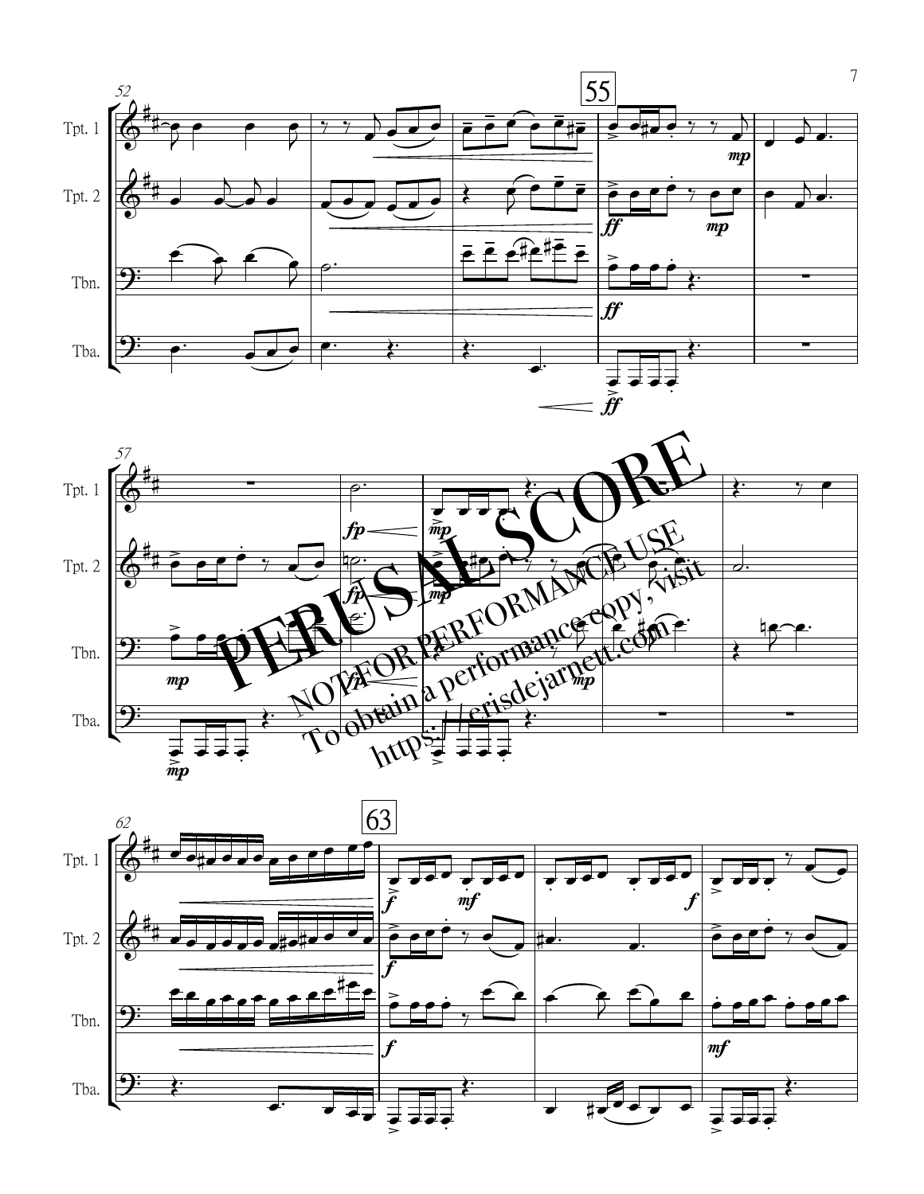PERUSAL SCORE

NOT FOR PERFORMANCE USE

To obtain a performance copy, visit https://crisdejarnett.com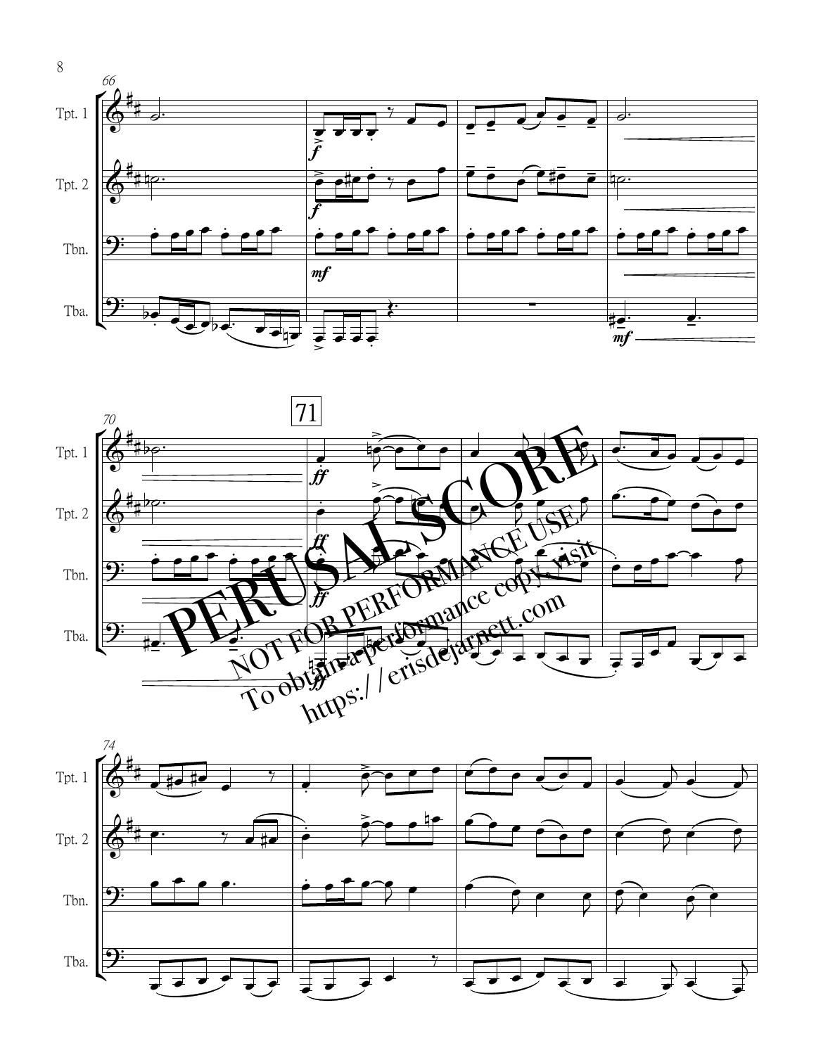PERUSAL SCORE

NOT FOR PERFORMANCE USE

To obtain a performance copy, visit

https://erisdejarnett.com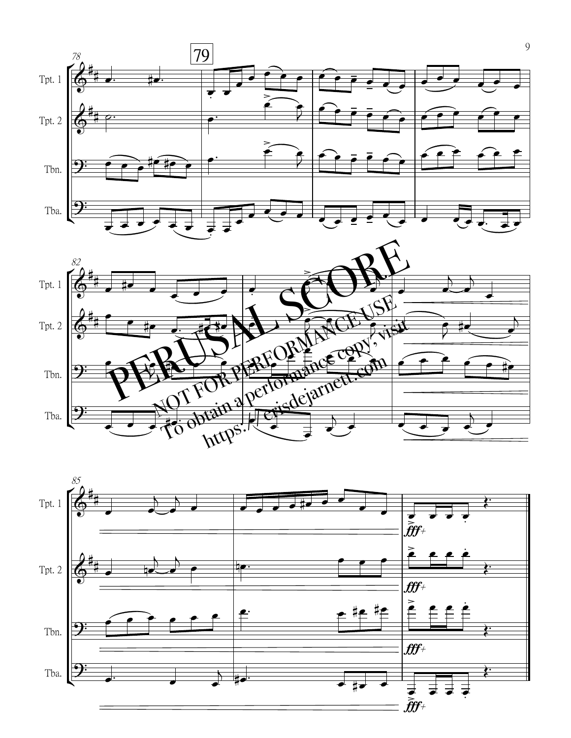PERUSAL SCORE

NOT FOR PERFORMANCE USE

To obtain a performance copy, visit

https://crisdejarnett.com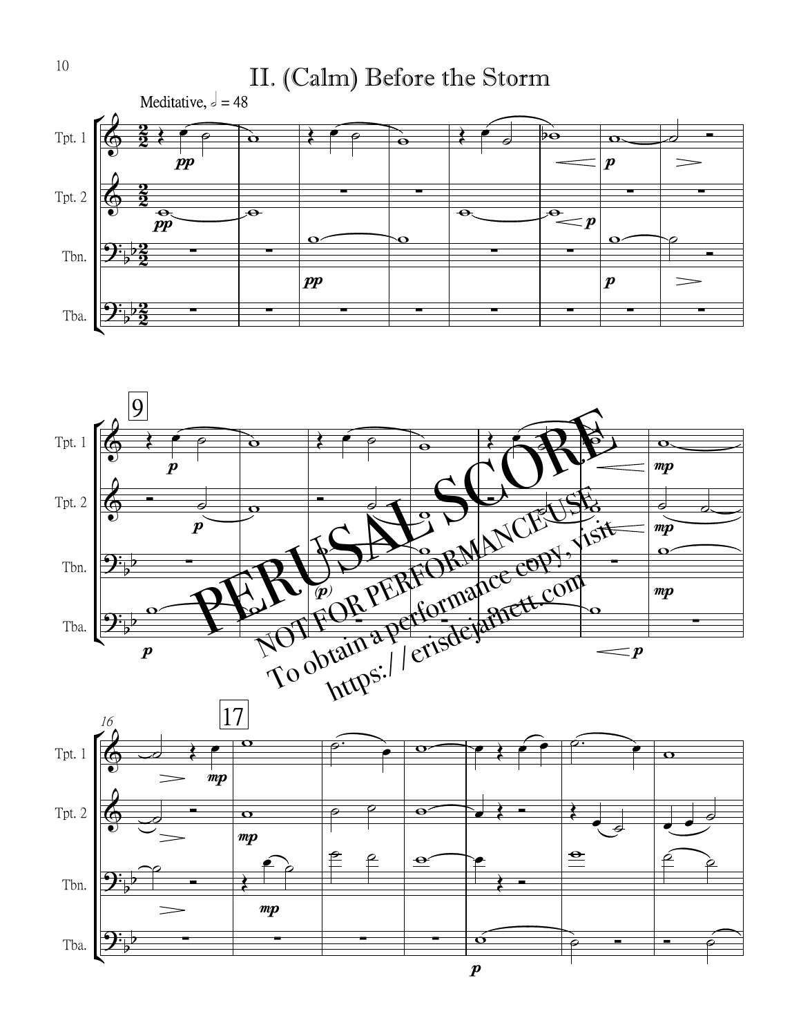# II. (Calm) Before the Storm

Meditative, 𝅗𝅥 = 48

PERUSAL SCORE

NOT FOR PERFORMANCE USE

To obtain a performance copy, visit https://erisdejarnett.com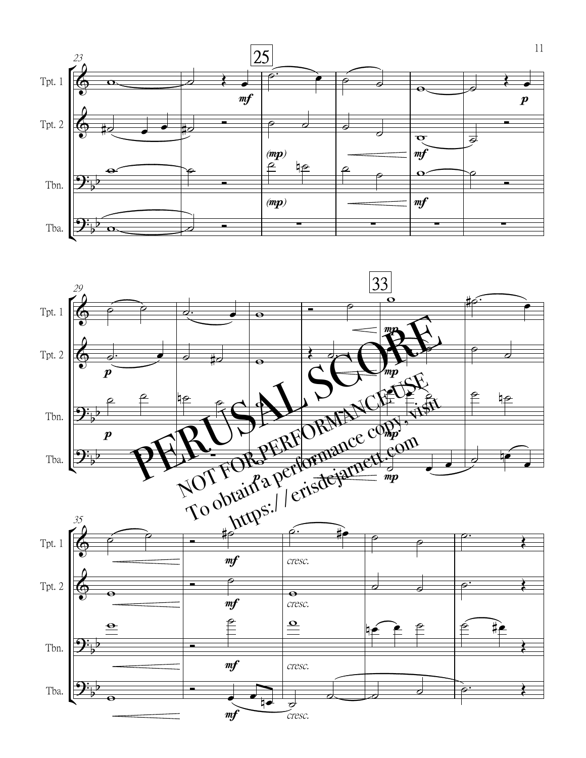PERUSAL SCORE

NOT FOR PERFORMANCE USE

To obtain a performance copy, visit

https://erisdejarnett.com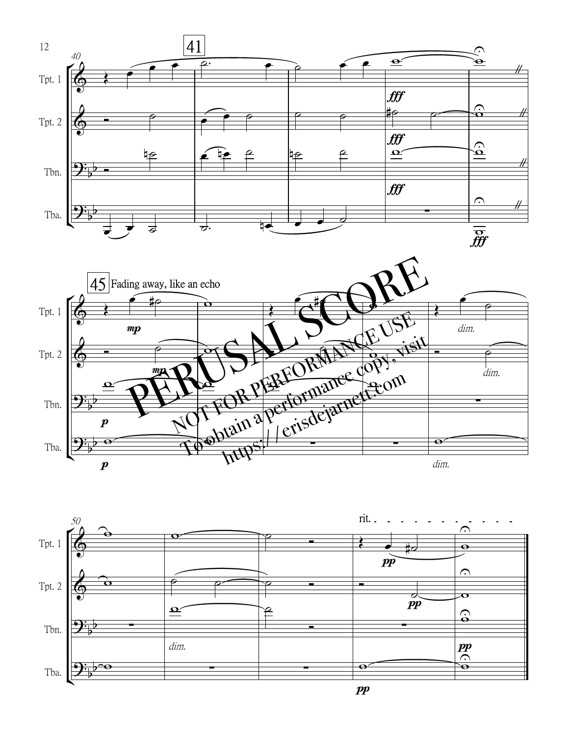41

45 Fading away, like an echo

rit.

PERUSAL SCORE

NOT FOR PERFORMANCE USE

To obtain a performance copy, visit https://erisdejarnett.com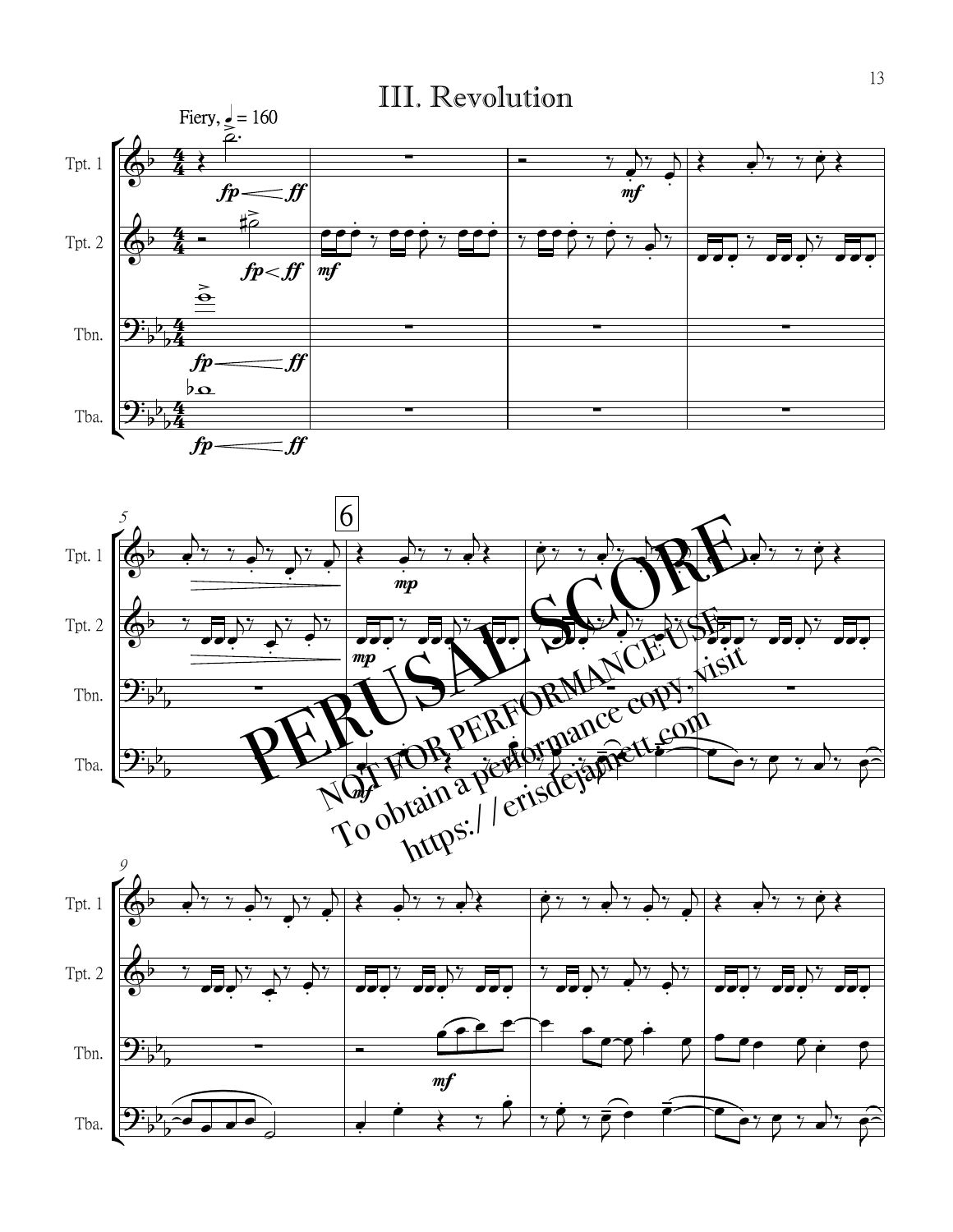# III. Revolution

Fiery, ♩ = 160

Tpt. 1

Tpt. 2

Tbn.

Tba.

PERUSAL SCORE

NOT FOR PERFORMANCE USE

To obtain a performance copy, visit

https://erisdejarnett.com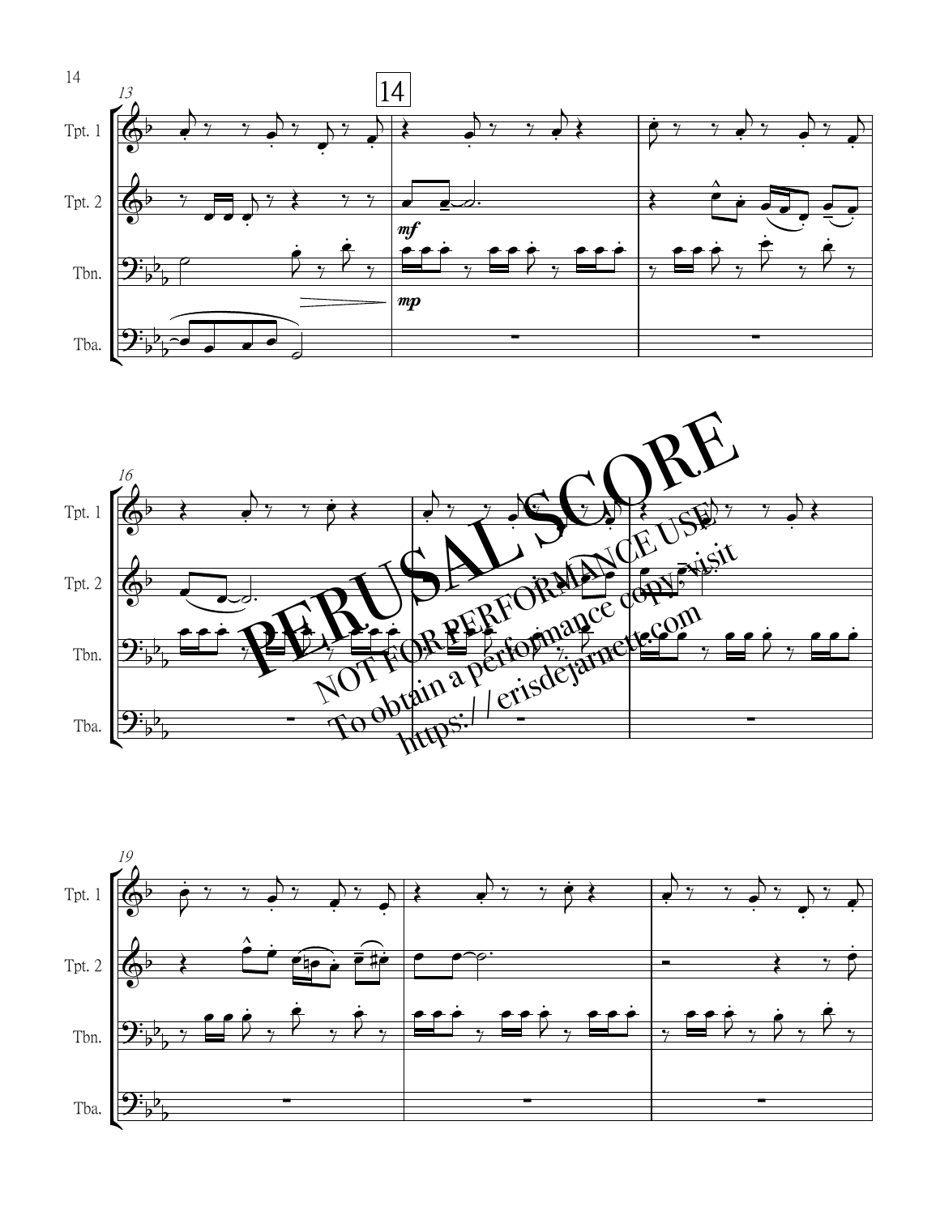PERUSAL SCORE

NOT FOR PERFORMANCE USE

To obtain a performance copy, visit

https://erisdejarnett.com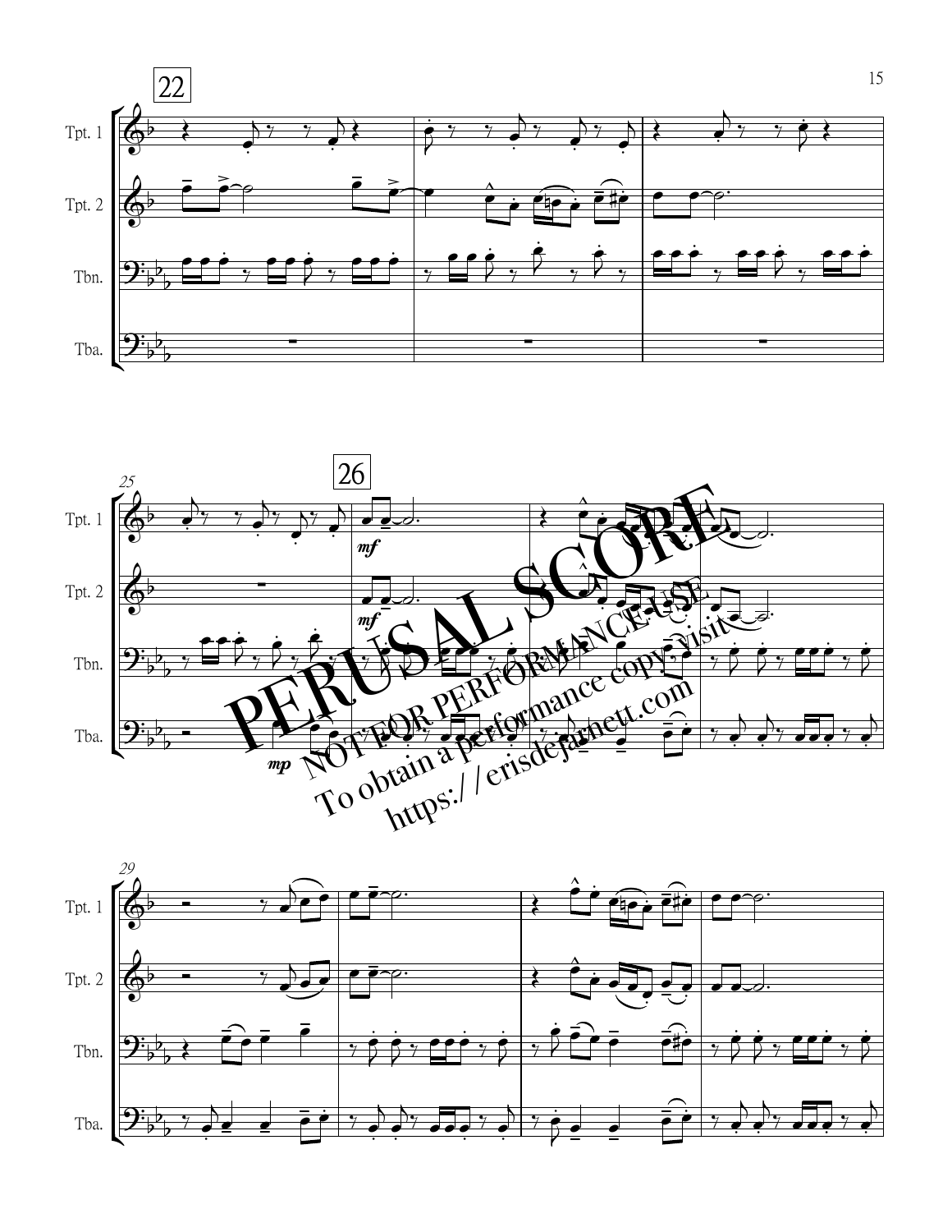PERUSAL SCORE

NOT FOR PERFORMANCE USE

To obtain a performance copy, visit

https://erisdejarnett.com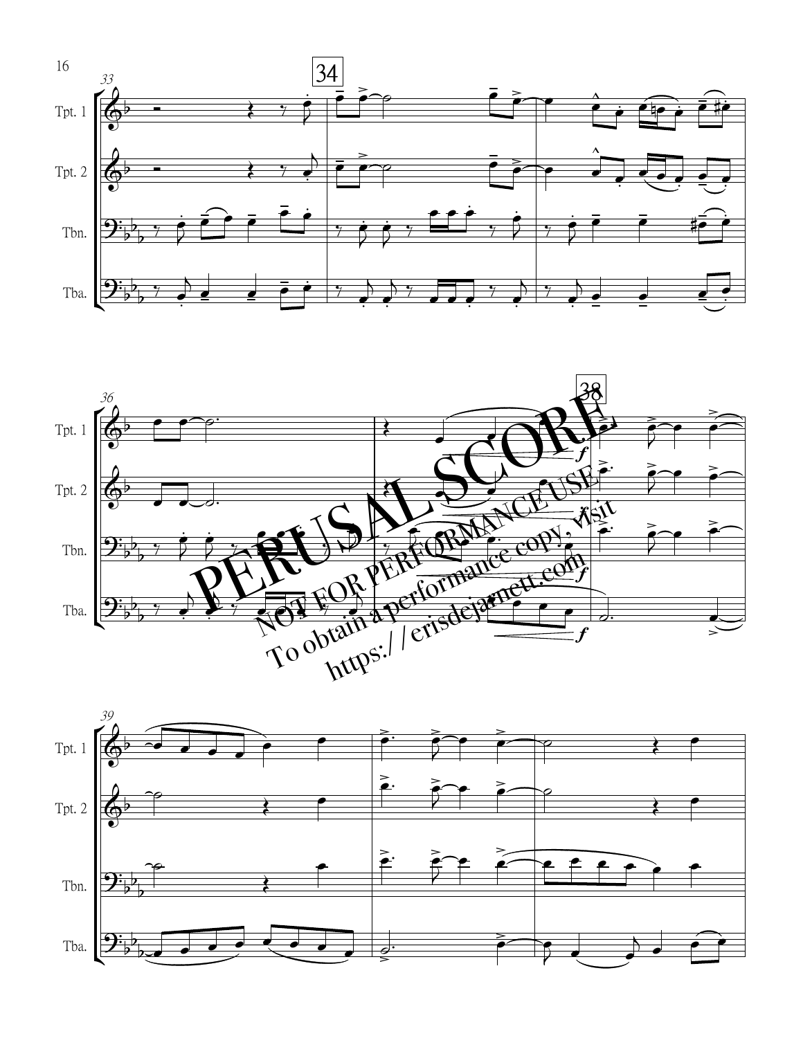PERUSAL SCORE

NOT FOR PERFORMANCE USE

To obtain a performance copy, visit

https://erisdejarnett.com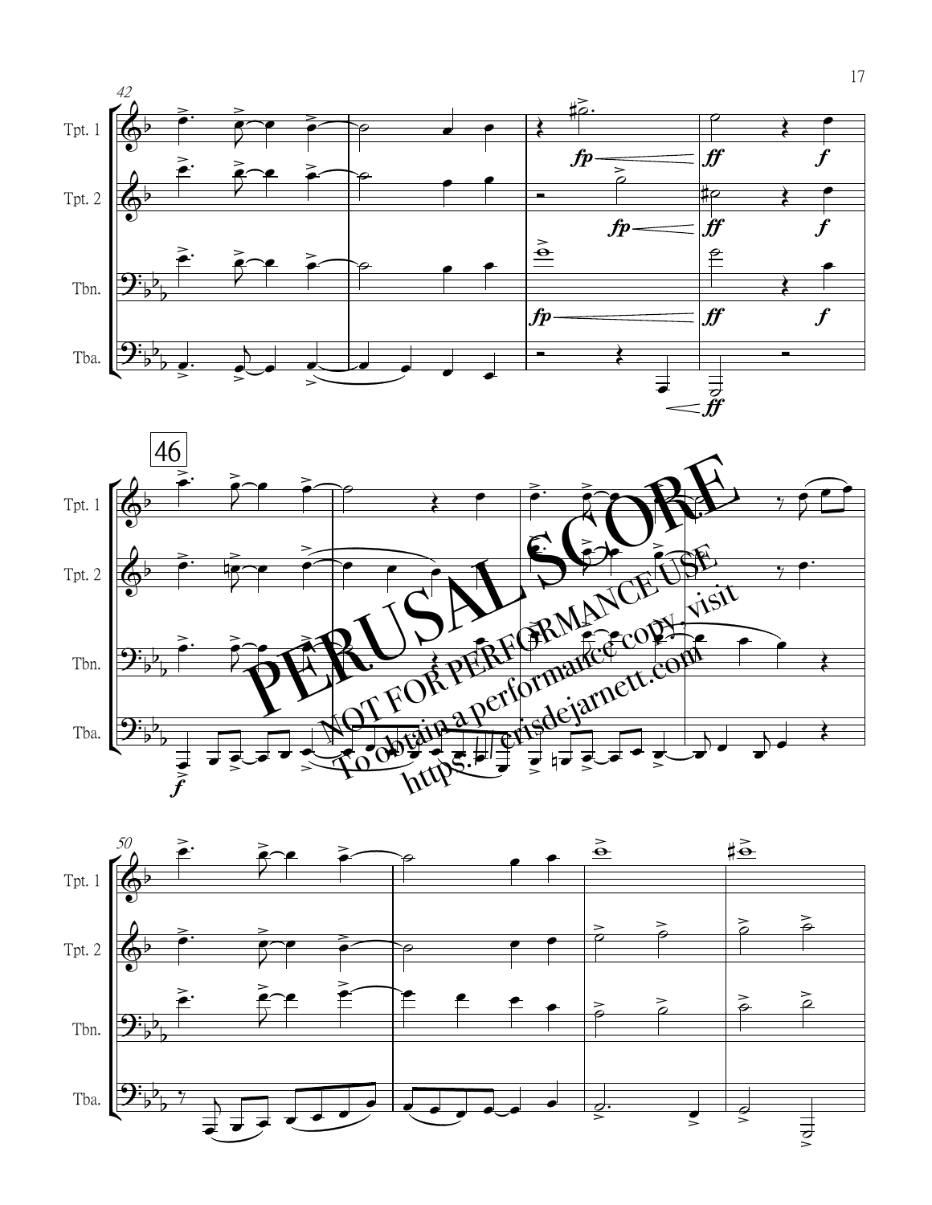PERUSAL SCORE

NOT FOR PERFORMANCE USE

To obtain a performance copy, visit https://crisdejarnett.com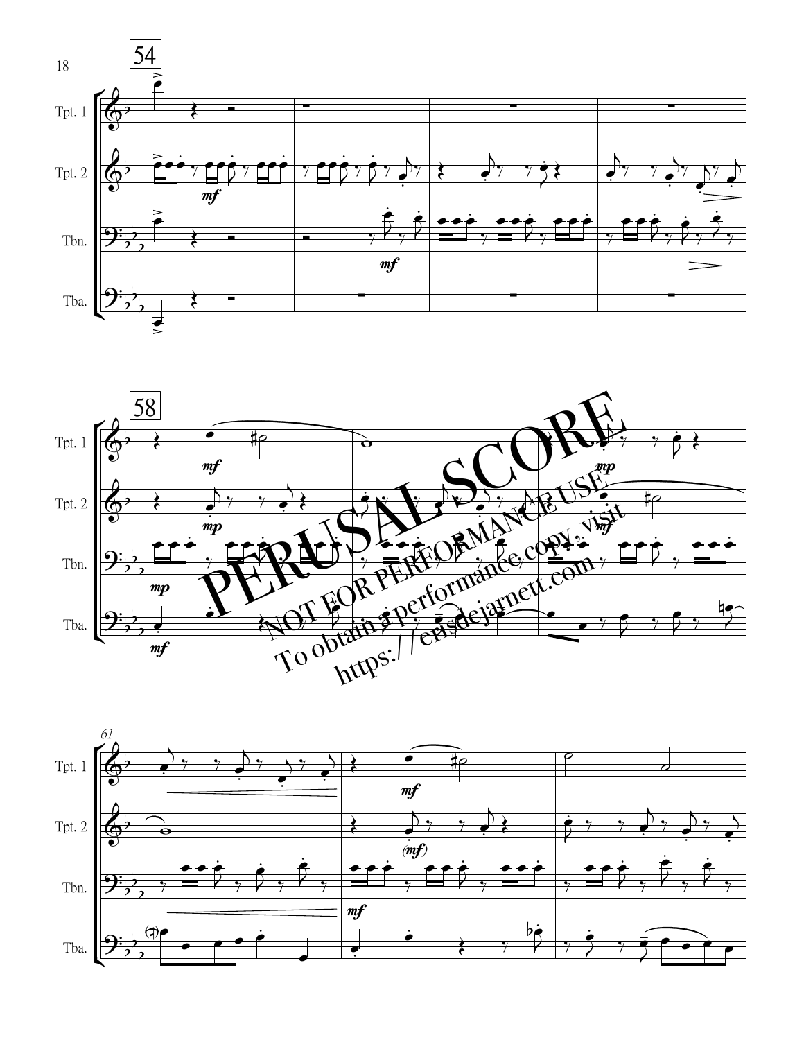PERUSAL SCORE

NOT FOR PERFORMANCE USE

To obtain a performance copy, visit https://crisdejarnett.com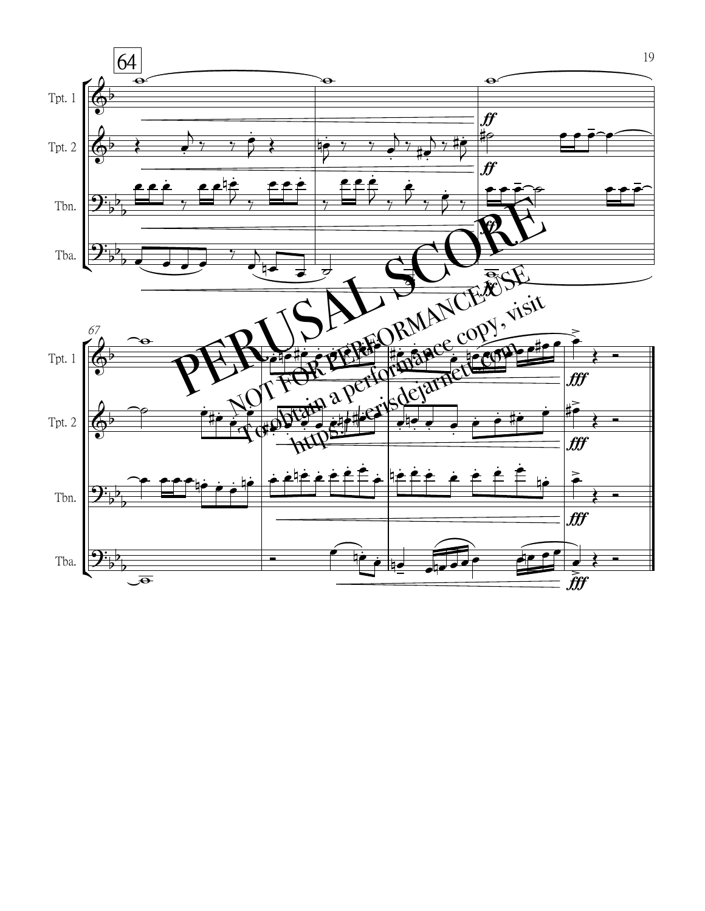PERUSAL SCORE

NOT FOR PERFORMANCE USE

To obtain a performance copy, visit https://erisdejarnett.com